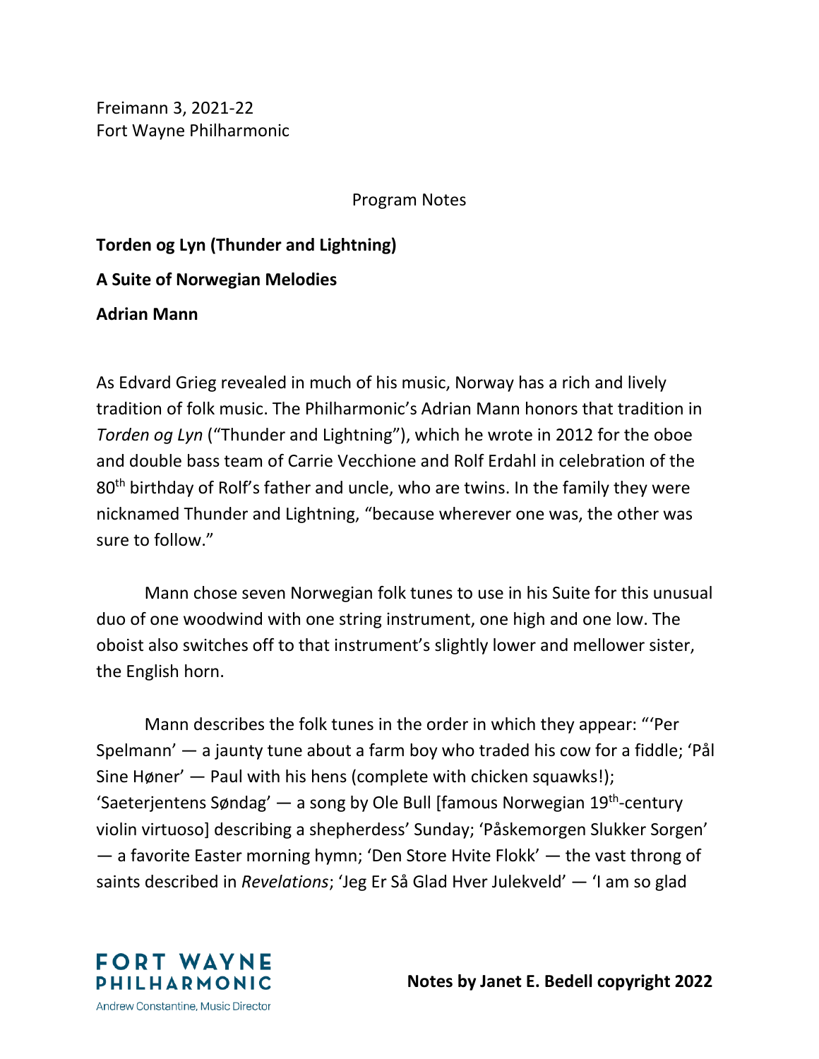Freimann 3, 2021-22
Fort Wayne Philharmonic

Program Notes

**Torden og Lyn (Thunder and Lightning)**

**A Suite of Norwegian Melodies**

**Adrian Mann**

As Edvard Grieg revealed in much of his music, Norway has a rich and lively tradition of folk music. The Philharmonic's Adrian Mann honors that tradition in *Torden og Lyn* ("Thunder and Lightning"), which he wrote in 2012 for the oboe and double bass team of Carrie Vecchione and Rolf Erdahl in celebration of the 80th birthday of Rolf's father and uncle, who are twins. In the family they were nicknamed Thunder and Lightning, "because wherever one was, the other was sure to follow."

Mann chose seven Norwegian folk tunes to use in his Suite for this unusual duo of one woodwind with one string instrument, one high and one low. The oboist also switches off to that instrument's slightly lower and mellower sister, the English horn.

Mann describes the folk tunes in the order in which they appear: "'Per Spelmann' — a jaunty tune about a farm boy who traded his cow for a fiddle; 'Pål Sine Høner' — Paul with his hens (complete with chicken squawks!); 'Saeterjentens Søndag' — a song by Ole Bull [famous Norwegian 19th-century violin virtuoso] describing a shepherdess' Sunday; 'Påskemorgen Slukker Sorgen' — a favorite Easter morning hymn; 'Den Store Hvite Flokk' — the vast throng of saints described in *Revelations*; 'Jeg Er Så Glad Hver Julekveld' — 'I am so glad

**Notes by Janet E. Bedell copyright 2022**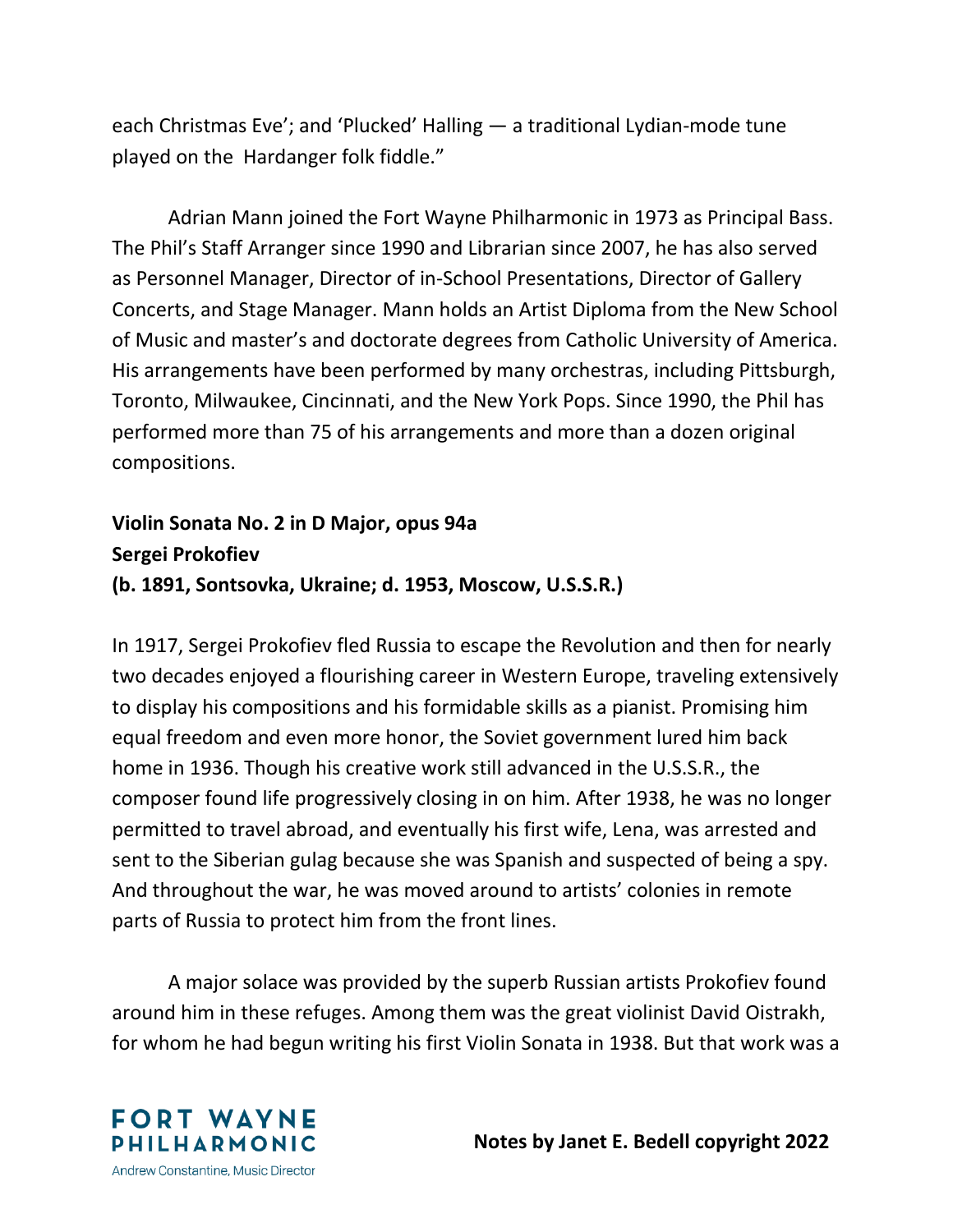each Christmas Eve'; and 'Plucked' Halling — a traditional Lydian-mode tune played on the  Hardanger folk fiddle."

Adrian Mann joined the Fort Wayne Philharmonic in 1973 as Principal Bass. The Phil's Staff Arranger since 1990 and Librarian since 2007, he has also served as Personnel Manager, Director of in-School Presentations, Director of Gallery Concerts, and Stage Manager. Mann holds an Artist Diploma from the New School of Music and master's and doctorate degrees from Catholic University of America. His arrangements have been performed by many orchestras, including Pittsburgh, Toronto, Milwaukee, Cincinnati, and the New York Pops. Since 1990, the Phil has performed more than 75 of his arrangements and more than a dozen original compositions.

**Violin Sonata No. 2 in D Major, opus 94a**
**Sergei Prokofiev**
**(b. 1891, Sontsovka, Ukraine; d. 1953, Moscow, U.S.S.R.)**

In 1917, Sergei Prokofiev fled Russia to escape the Revolution and then for nearly two decades enjoyed a flourishing career in Western Europe, traveling extensively to display his compositions and his formidable skills as a pianist. Promising him equal freedom and even more honor, the Soviet government lured him back home in 1936. Though his creative work still advanced in the U.S.S.R., the composer found life progressively closing in on him. After 1938, he was no longer permitted to travel abroad, and eventually his first wife, Lena, was arrested and sent to the Siberian gulag because she was Spanish and suspected of being a spy. And throughout the war, he was moved around to artists' colonies in remote parts of Russia to protect him from the front lines.

A major solace was provided by the superb Russian artists Prokofiev found around him in these refuges. Among them was the great violinist David Oistrakh, for whom he had begun writing his first Violin Sonata in 1938. But that work was a

Notes by Janet E. Bedell copyright 2022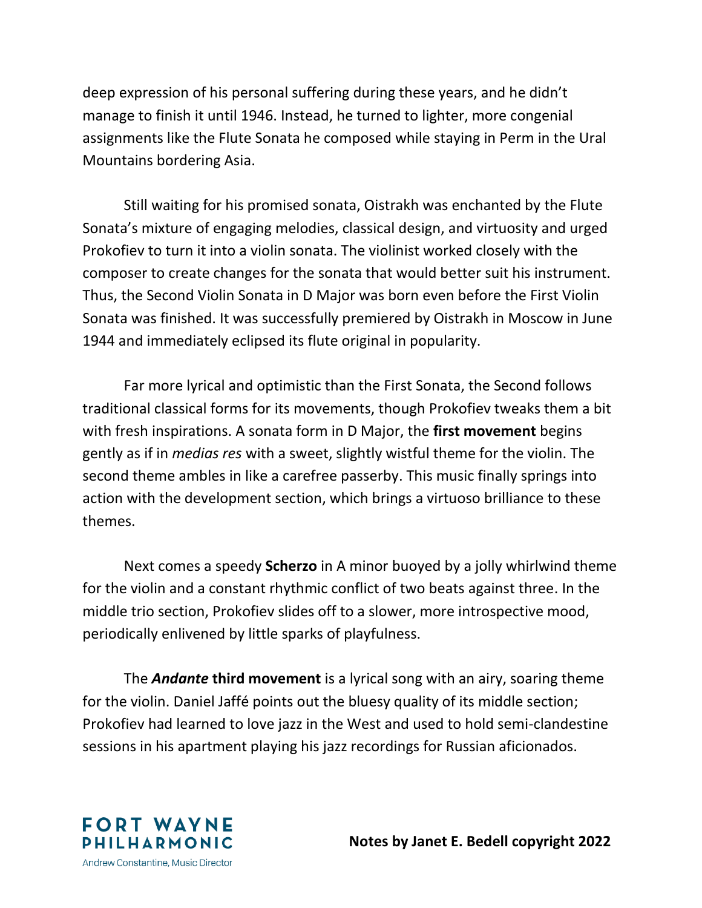deep expression of his personal suffering during these years, and he didn't manage to finish it until 1946. Instead, he turned to lighter, more congenial assignments like the Flute Sonata he composed while staying in Perm in the Ural Mountains bordering Asia.

Still waiting for his promised sonata, Oistrakh was enchanted by the Flute Sonata's mixture of engaging melodies, classical design, and virtuosity and urged Prokofiev to turn it into a violin sonata. The violinist worked closely with the composer to create changes for the sonata that would better suit his instrument. Thus, the Second Violin Sonata in D Major was born even before the First Violin Sonata was finished. It was successfully premiered by Oistrakh in Moscow in June 1944 and immediately eclipsed its flute original in popularity.

Far more lyrical and optimistic than the First Sonata, the Second follows traditional classical forms for its movements, though Prokofiev tweaks them a bit with fresh inspirations. A sonata form in D Major, the **first movement** begins gently as if in *medias res* with a sweet, slightly wistful theme for the violin. The second theme ambles in like a carefree passerby. This music finally springs into action with the development section, which brings a virtuoso brilliance to these themes.

Next comes a speedy **Scherzo** in A minor buoyed by a jolly whirlwind theme for the violin and a constant rhythmic conflict of two beats against three. In the middle trio section, Prokofiev slides off to a slower, more introspective mood, periodically enlivened by little sparks of playfulness.

The ***Andante*** **third movement** is a lyrical song with an airy, soaring theme for the violin. Daniel Jaffé points out the bluesy quality of its middle section; Prokofiev had learned to love jazz in the West and used to hold semi-clandestine sessions in his apartment playing his jazz recordings for Russian aficionados.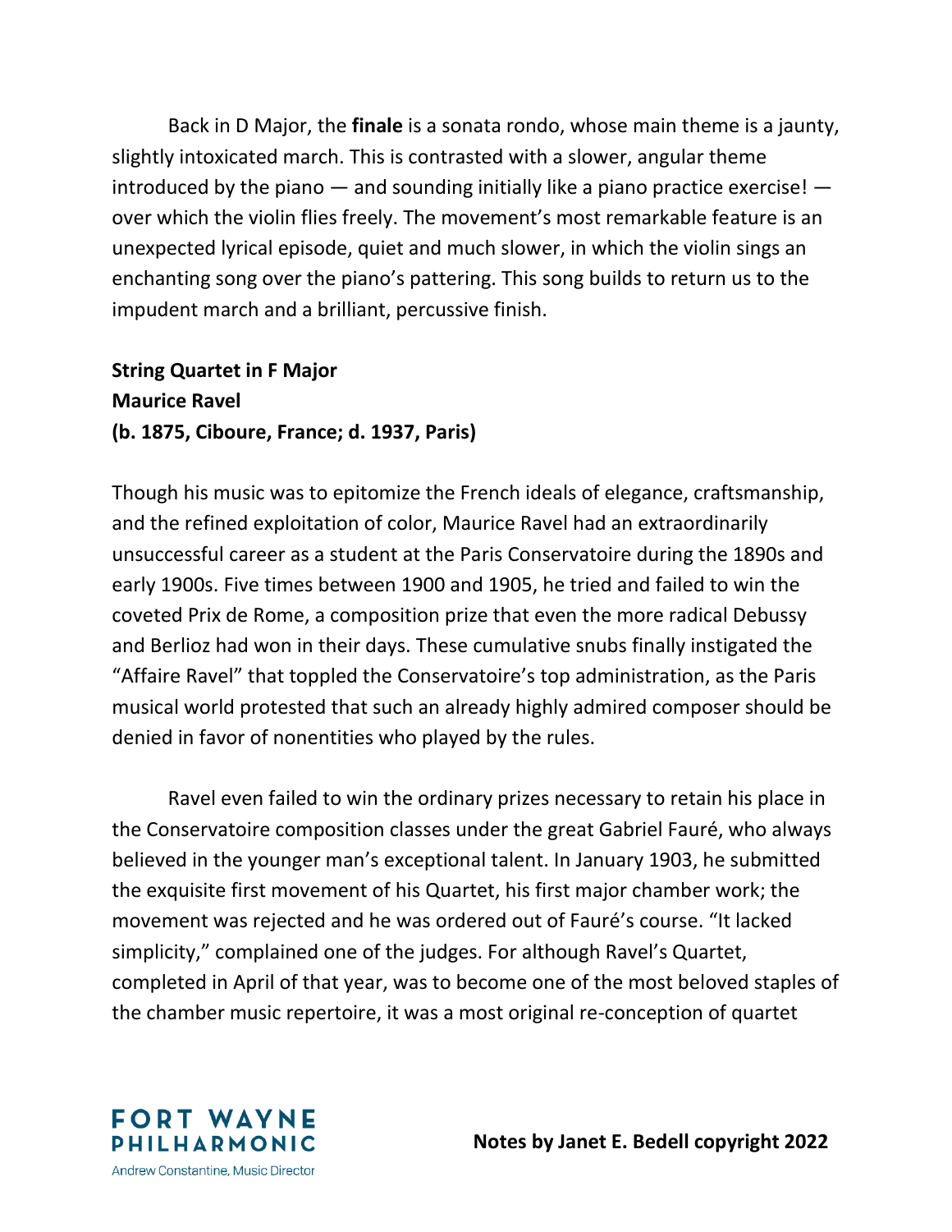Back in D Major, the **finale** is a sonata rondo, whose main theme is a jaunty, slightly intoxicated march. This is contrasted with a slower, angular theme introduced by the piano — and sounding initially like a piano practice exercise! — over which the violin flies freely. The movement's most remarkable feature is an unexpected lyrical episode, quiet and much slower, in which the violin sings an enchanting song over the piano's pattering. This song builds to return us to the impudent march and a brilliant, percussive finish.

**String Quartet in F Major**
**Maurice Ravel**
**(b. 1875, Ciboure, France; d. 1937, Paris)**

Though his music was to epitomize the French ideals of elegance, craftsmanship, and the refined exploitation of color, Maurice Ravel had an extraordinarily unsuccessful career as a student at the Paris Conservatoire during the 1890s and early 1900s. Five times between 1900 and 1905, he tried and failed to win the coveted Prix de Rome, a composition prize that even the more radical Debussy and Berlioz had won in their days. These cumulative snubs finally instigated the "Affaire Ravel" that toppled the Conservatoire's top administration, as the Paris musical world protested that such an already highly admired composer should be denied in favor of nonentities who played by the rules.

Ravel even failed to win the ordinary prizes necessary to retain his place in the Conservatoire composition classes under the great Gabriel Fauré, who always believed in the younger man's exceptional talent. In January 1903, he submitted the exquisite first movement of his Quartet, his first major chamber work; the movement was rejected and he was ordered out of Fauré's course. "It lacked simplicity," complained one of the judges. For although Ravel's Quartet, completed in April of that year, was to become one of the most beloved staples of the chamber music repertoire, it was a most original re-conception of quartet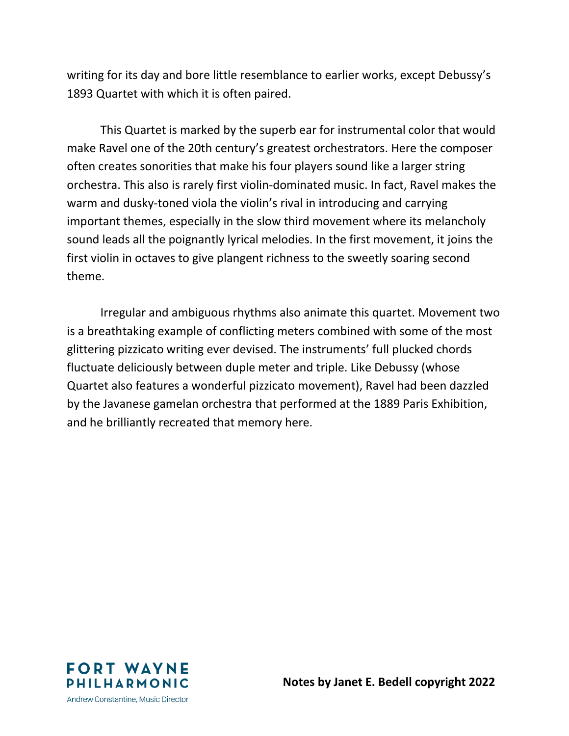writing for its day and bore little resemblance to earlier works, except Debussy's 1893 Quartet with which it is often paired.

This Quartet is marked by the superb ear for instrumental color that would make Ravel one of the 20th century's greatest orchestrators. Here the composer often creates sonorities that make his four players sound like a larger string orchestra. This also is rarely first violin-dominated music. In fact, Ravel makes the warm and dusky-toned viola the violin's rival in introducing and carrying important themes, especially in the slow third movement where its melancholy sound leads all the poignantly lyrical melodies. In the first movement, it joins the first violin in octaves to give plangent richness to the sweetly soaring second theme.

Irregular and ambiguous rhythms also animate this quartet. Movement two is a breathtaking example of conflicting meters combined with some of the most glittering pizzicato writing ever devised. The instruments' full plucked chords fluctuate deliciously between duple meter and triple. Like Debussy (whose Quartet also features a wonderful pizzicato movement), Ravel had been dazzled by the Javanese gamelan orchestra that performed at the 1889 Paris Exhibition, and he brilliantly recreated that memory here.

FORT WAYNE PHILHARMONIC
Andrew Constantine, Music Director

**Notes by Janet E. Bedell copyright 2022**